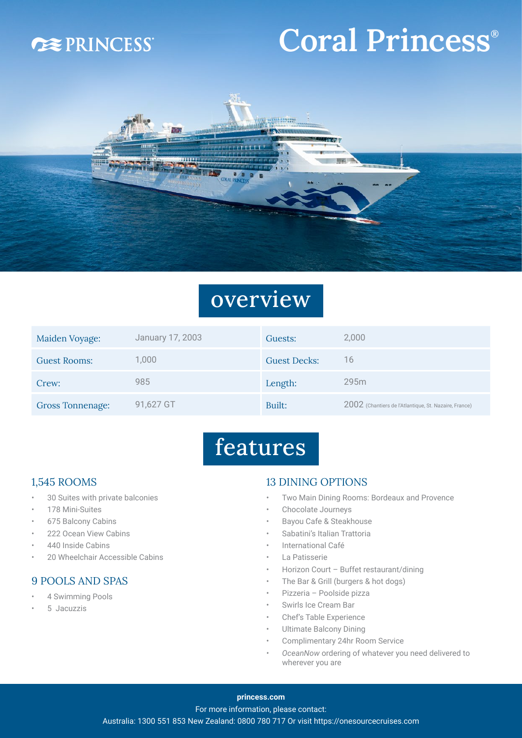PRINCESS

# Coral Princess®

## overview

| | | | |
|---|---|---|---|
| Maiden Voyage: | January 17, 2003 | Guests: | 2,000 |
| Guest Rooms: | 1,000 | Guest Decks: | 16 |
| Crew: | 985 | Length: | 295m |
| Gross Tonnage: | 91,627 GT | Built: | 2002 (Chantiers de l'Atlantique, St. Nazaire, France) |

## features

### 1,545 ROOMS

- 30 Suites with private balconies
- 178 Mini-Suites
- 675 Balcony Cabins
- 222 Ocean View Cabins
- 440 Inside Cabins
- 20 Wheelchair Accessible Cabins

### 9 POOLS AND SPAS

- 4 Swimming Pools
- 5 Jacuzzis

### 13 DINING OPTIONS

- Two Main Dining Rooms: Bordeaux and Provence
- Chocolate Journeys
- Bayou Cafe & Steakhouse
- Sabatini's Italian Trattoria
- International Café
- La Patisserie
- Horizon Court – Buffet restaurant/dining
- The Bar & Grill (burgers & hot dogs)
- Pizzeria – Poolside pizza
- Swirls Ice Cream Bar
- Chef's Table Experience
- Ultimate Balcony Dining
- Complimentary 24hr Room Service
- *OceanNow* ordering of whatever you need delivered to wherever you are

**princess.com**

For more information, please contact:

Australia: 1300 551 853 New Zealand: 0800 780 717 Or visit https://onesourcecruises.com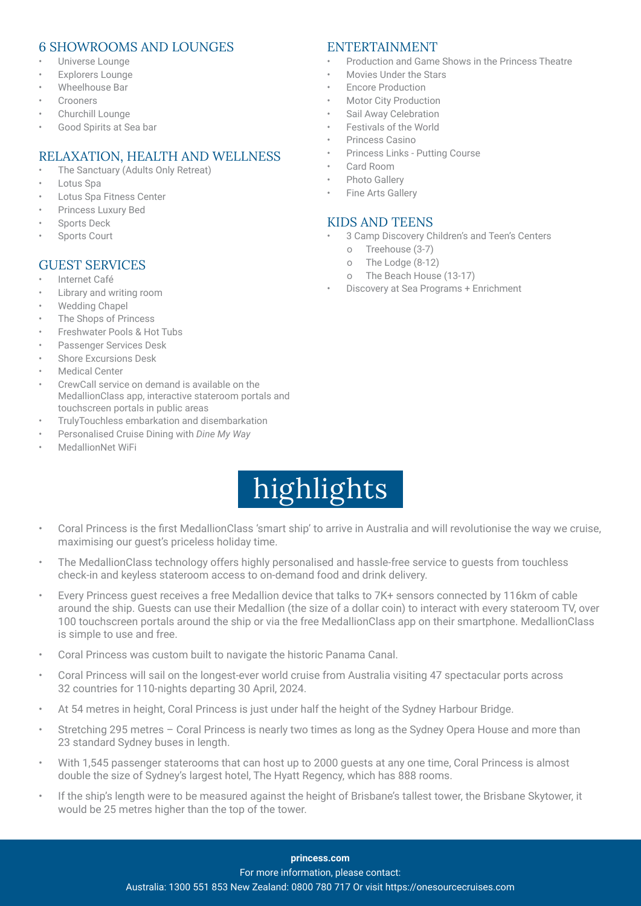## 6 SHOWROOMS AND LOUNGES

- Universe Lounge
- Explorers Lounge
- Wheelhouse Bar
- Crooners
- Churchill Lounge
- Good Spirits at Sea bar

## RELAXATION, HEALTH AND WELLNESS

- The Sanctuary (Adults Only Retreat)
- Lotus Spa
- Lotus Spa Fitness Center
- Princess Luxury Bed
- Sports Deck
- Sports Court

## GUEST SERVICES

- Internet Café
- Library and writing room
- Wedding Chapel
- The Shops of Princess
- Freshwater Pools & Hot Tubs
- Passenger Services Desk
- Shore Excursions Desk
- Medical Center
- CrewCall service on demand is available on the MedallionClass app, interactive stateroom portals and touchscreen portals in public areas
- TrulyTouchless embarkation and disembarkation
- Personalised Cruise Dining with *Dine My Way*
- MedallionNet WiFi

## ENTERTAINMENT

- Production and Game Shows in the Princess Theatre
- Movies Under the Stars
- Encore Production
- Motor City Production
- Sail Away Celebration
- Festivals of the World
- Princess Casino
- Princess Links - Putting Course
- Card Room
- Photo Gallery
- Fine Arts Gallery

## KIDS AND TEENS

- 3 Camp Discovery Children's and Teen's Centers
  - Treehouse (3-7)
  - The Lodge (8-12)
  - The Beach House (13-17)
- Discovery at Sea Programs + Enrichment

# highlights

- Coral Princess is the first MedallionClass 'smart ship' to arrive in Australia and will revolutionise the way we cruise, maximising our guest's priceless holiday time.
- The MedallionClass technology offers highly personalised and hassle-free service to guests from touchless check-in and keyless stateroom access to on-demand food and drink delivery.
- Every Princess guest receives a free Medallion device that talks to 7K+ sensors connected by 116km of cable around the ship. Guests can use their Medallion (the size of a dollar coin) to interact with every stateroom TV, over 100 touchscreen portals around the ship or via the free MedallionClass app on their smartphone. MedallionClass is simple to use and free.
- Coral Princess was custom built to navigate the historic Panama Canal.
- Coral Princess will sail on the longest-ever world cruise from Australia visiting 47 spectacular ports across 32 countries for 110-nights departing 30 April, 2024.
- At 54 metres in height, Coral Princess is just under half the height of the Sydney Harbour Bridge.
- Stretching 295 metres – Coral Princess is nearly two times as long as the Sydney Opera House and more than 23 standard Sydney buses in length.
- With 1,545 passenger staterooms that can host up to 2000 guests at any one time, Coral Princess is almost double the size of Sydney's largest hotel, The Hyatt Regency, which has 888 rooms.
- If the ship's length were to be measured against the height of Brisbane's tallest tower, the Brisbane Skytower, it would be 25 metres higher than the top of the tower.

**princess.com**

For more information, please contact:

Australia: 1300 551 853 New Zealand: 0800 780 717 Or visit https://onesourcecruises.com